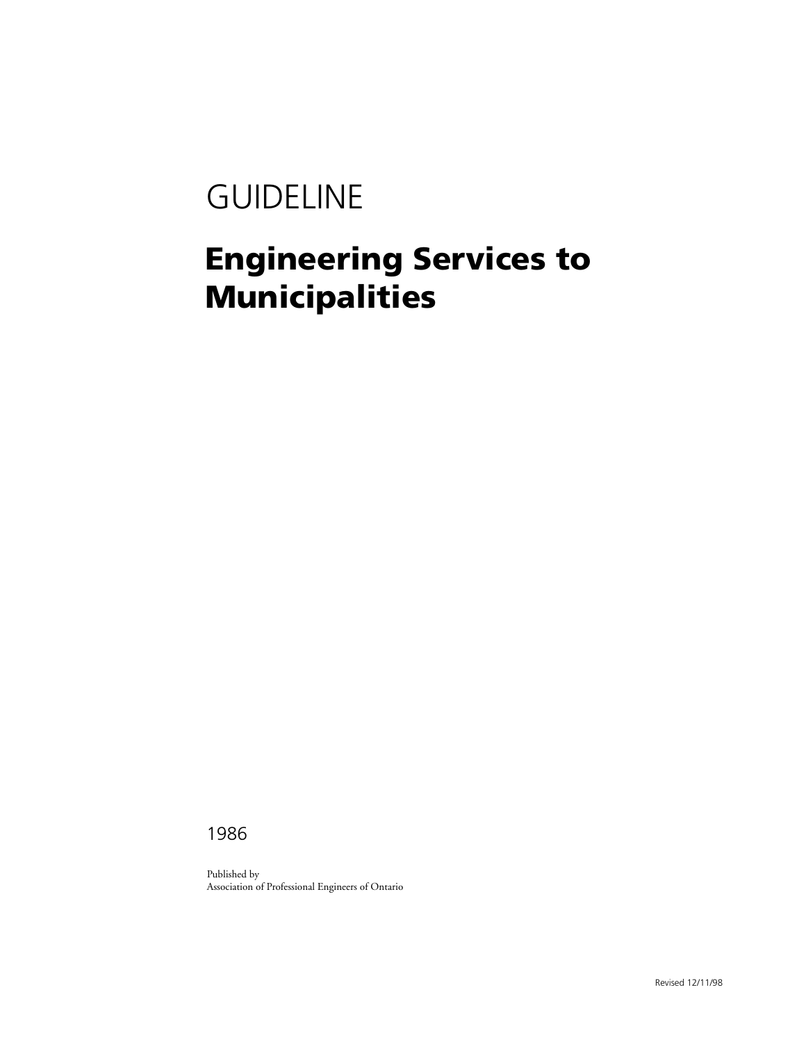GUIDELINE

# Engineering Services to Municipalities

1986

Published by
Association of Professional Engineers of Ontario

Revised 12/11/98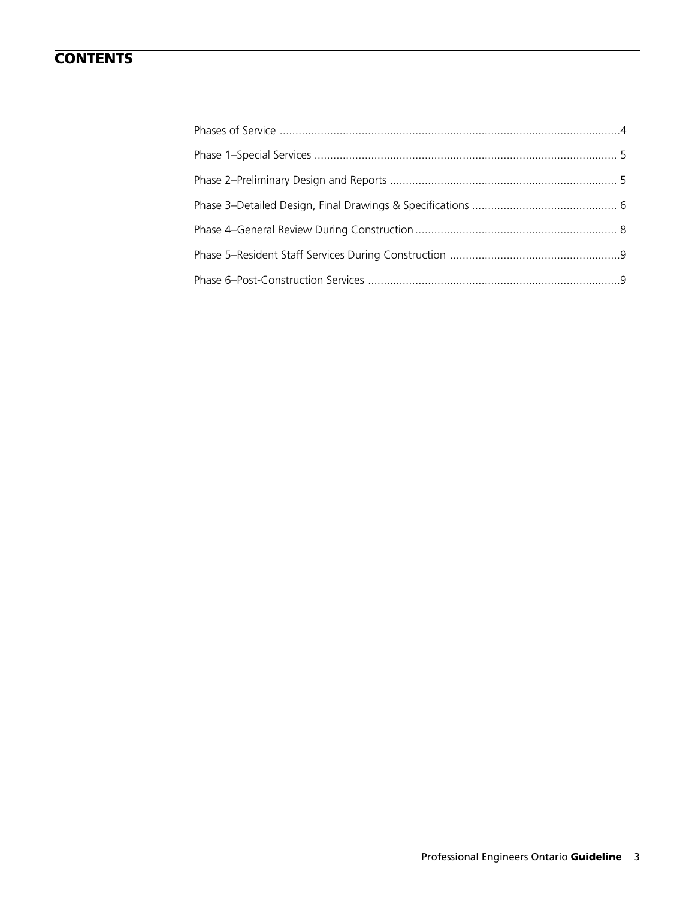# CONTENTS

| | |
|---|---|
| Phases of Service | 4 |
| Phase 1–Special Services | 5 |
| Phase 2–Preliminary Design and Reports | 5 |
| Phase 3–Detailed Design, Final Drawings & Specifications | 6 |
| Phase 4–General Review During Construction | 8 |
| Phase 5–Resident Staff Services During Construction | 9 |
| Phase 6–Post-Construction Services | 9 |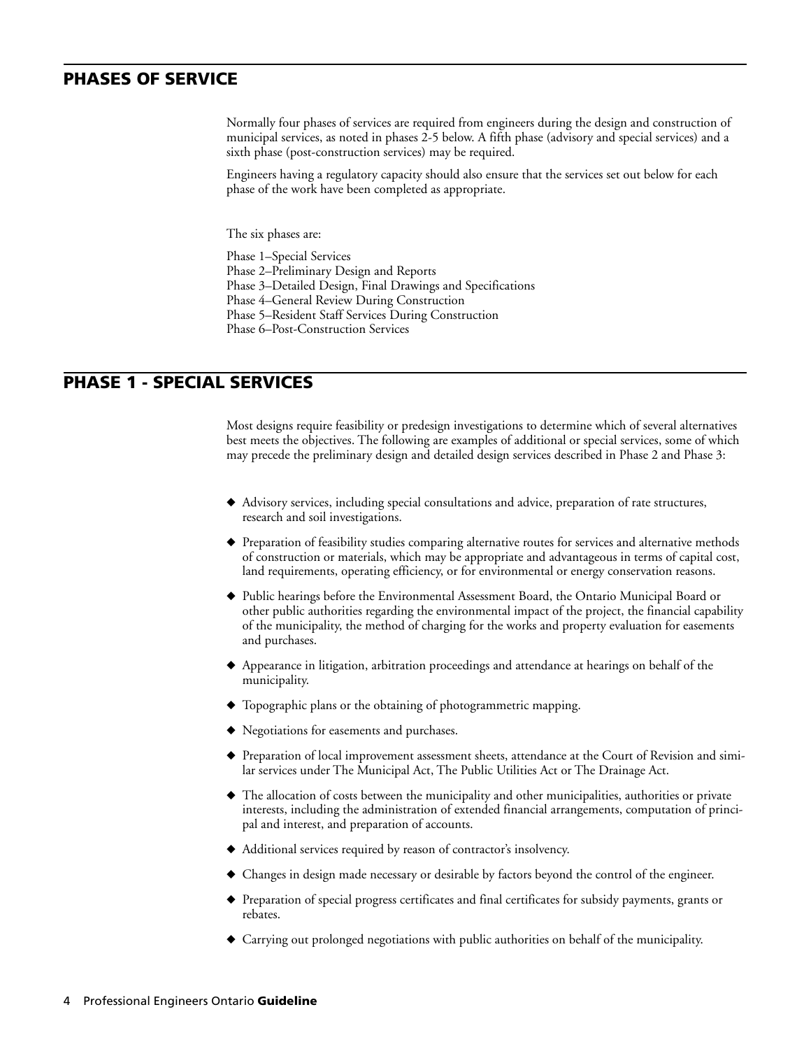## PHASES OF SERVICE

Normally four phases of services are required from engineers during the design and construction of municipal services, as noted in phases 2-5 below. A fifth phase (advisory and special services) and a sixth phase (post-construction services) may be required.

Engineers having a regulatory capacity should also ensure that the services set out below for each phase of the work have been completed as appropriate.

The six phases are:

Phase 1–Special Services
Phase 2–Preliminary Design and Reports
Phase 3–Detailed Design, Final Drawings and Specifications
Phase 4–General Review During Construction
Phase 5–Resident Staff Services During Construction
Phase 6–Post-Construction Services

## PHASE 1 - SPECIAL SERVICES

Most designs require feasibility or predesign investigations to determine which of several alternatives best meets the objectives. The following are examples of additional or special services, some of which may precede the preliminary design and detailed design services described in Phase 2 and Phase 3:

- Advisory services, including special consultations and advice, preparation of rate structures, research and soil investigations.
- Preparation of feasibility studies comparing alternative routes for services and alternative methods of construction or materials, which may be appropriate and advantageous in terms of capital cost, land requirements, operating efficiency, or for environmental or energy conservation reasons.
- Public hearings before the Environmental Assessment Board, the Ontario Municipal Board or other public authorities regarding the environmental impact of the project, the financial capability of the municipality, the method of charging for the works and property evaluation for easements and purchases.
- Appearance in litigation, arbitration proceedings and attendance at hearings on behalf of the municipality.
- Topographic plans or the obtaining of photogrammetric mapping.
- Negotiations for easements and purchases.
- Preparation of local improvement assessment sheets, attendance at the Court of Revision and similar services under The Municipal Act, The Public Utilities Act or The Drainage Act.
- The allocation of costs between the municipality and other municipalities, authorities or private interests, including the administration of extended financial arrangements, computation of principal and interest, and preparation of accounts.
- Additional services required by reason of contractor's insolvency.
- Changes in design made necessary or desirable by factors beyond the control of the engineer.
- Preparation of special progress certificates and final certificates for subsidy payments, grants or rebates.
- Carrying out prolonged negotiations with public authorities on behalf of the municipality.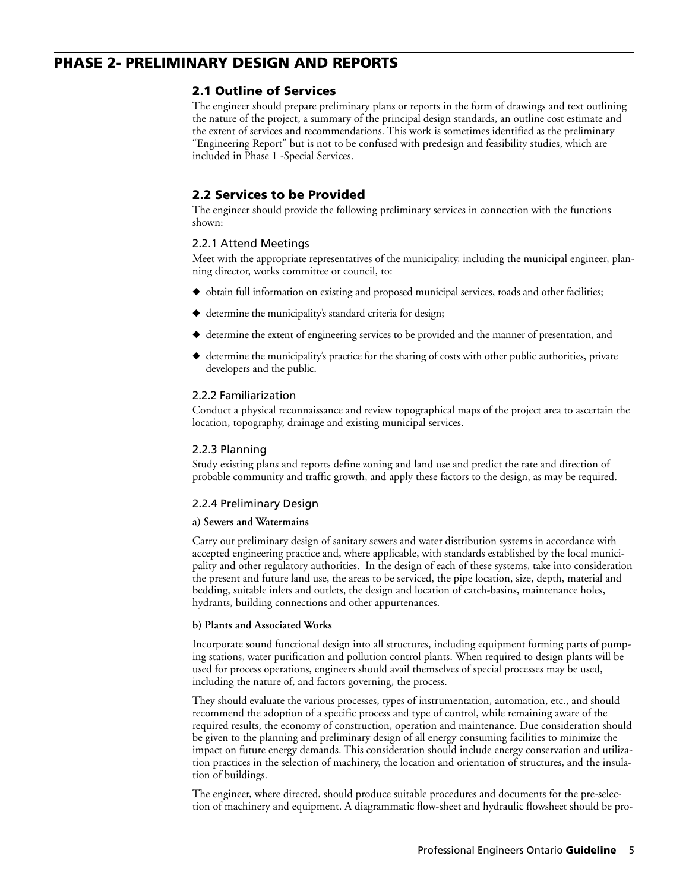# PHASE 2- PRELIMINARY DESIGN AND REPORTS

## 2.1 Outline of Services

The engineer should prepare preliminary plans or reports in the form of drawings and text outlining the nature of the project, a summary of the principal design standards, an outline cost estimate and the extent of services and recommendations. This work is sometimes identified as the preliminary "Engineering Report" but is not to be confused with predesign and feasibility studies, which are included in Phase 1 -Special Services.

## 2.2 Services to be Provided

The engineer should provide the following preliminary services in connection with the functions shown:

### 2.2.1 Attend Meetings

Meet with the appropriate representatives of the municipality, including the municipal engineer, planning director, works committee or council, to:

- obtain full information on existing and proposed municipal services, roads and other facilities;
- determine the municipality's standard criteria for design;
- determine the extent of engineering services to be provided and the manner of presentation, and
- determine the municipality's practice for the sharing of costs with other public authorities, private developers and the public.

### 2.2.2 Familiarization

Conduct a physical reconnaissance and review topographical maps of the project area to ascertain the location, topography, drainage and existing municipal services.

### 2.2.3 Planning

Study existing plans and reports define zoning and land use and predict the rate and direction of probable community and traffic growth, and apply these factors to the design, as may be required.

### 2.2.4 Preliminary Design

**a) Sewers and Watermains**

Carry out preliminary design of sanitary sewers and water distribution systems in accordance with accepted engineering practice and, where applicable, with standards established by the local municipality and other regulatory authorities. In the design of each of these systems, take into consideration the present and future land use, the areas to be serviced, the pipe location, size, depth, material and bedding, suitable inlets and outlets, the design and location of catch-basins, maintenance holes, hydrants, building connections and other appurtenances.

**b) Plants and Associated Works**

Incorporate sound functional design into all structures, including equipment forming parts of pumping stations, water purification and pollution control plants. When required to design plants will be used for process operations, engineers should avail themselves of special processes may be used, including the nature of, and factors governing, the process.

They should evaluate the various processes, types of instrumentation, automation, etc., and should recommend the adoption of a specific process and type of control, while remaining aware of the required results, the economy of construction, operation and maintenance. Due consideration should be given to the planning and preliminary design of all energy consuming facilities to minimize the impact on future energy demands. This consideration should include energy conservation and utilization practices in the selection of machinery, the location and orientation of structures, and the insulation of buildings.

The engineer, where directed, should produce suitable procedures and documents for the pre-selection of machinery and equipment. A diagrammatic flow-sheet and hydraulic flowsheet should be pro-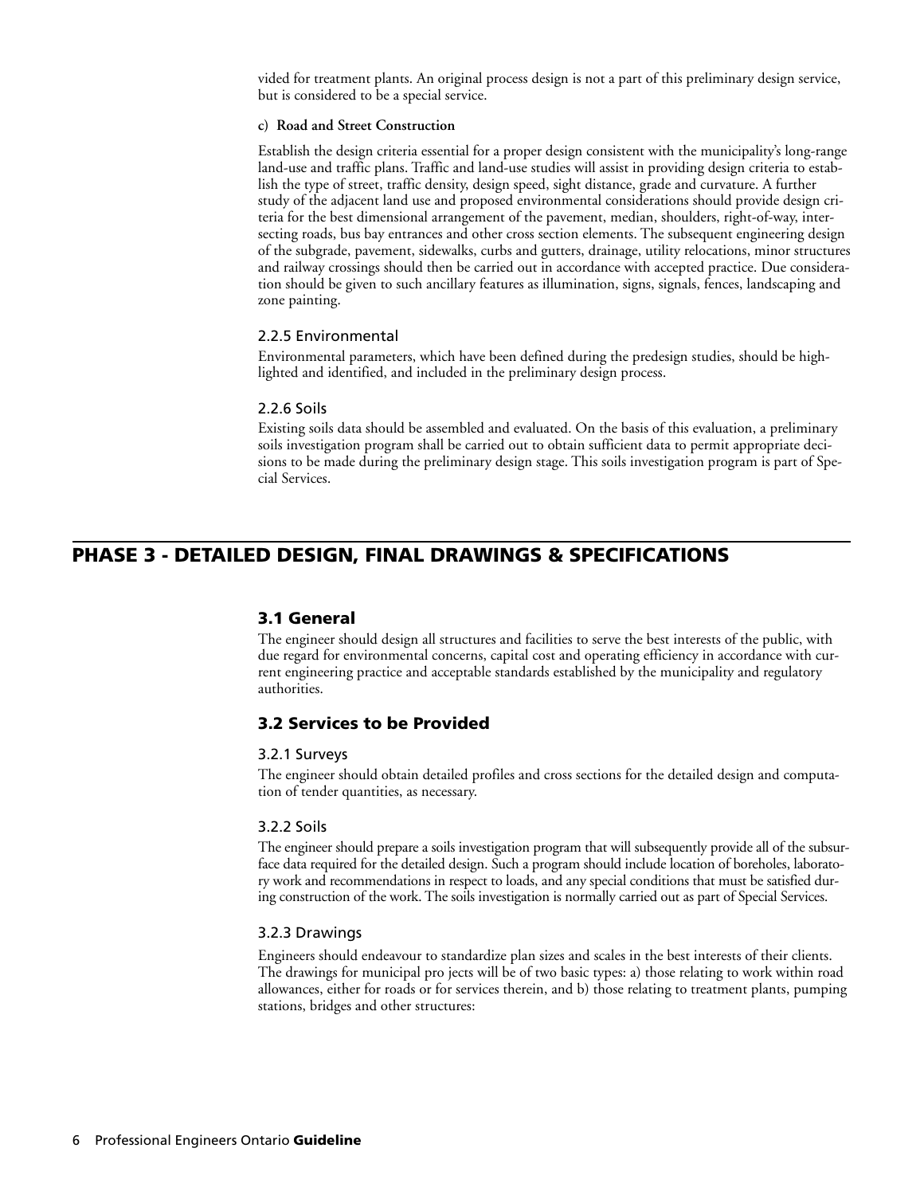vided for treatment plants. An original process design is not a part of this preliminary design service, but is considered to be a special service.

**c) Road and Street Construction**

Establish the design criteria essential for a proper design consistent with the municipality's long-range land-use and traffic plans. Traffic and land-use studies will assist in providing design criteria to establish the type of street, traffic density, design speed, sight distance, grade and curvature. A further study of the adjacent land use and proposed environmental considerations should provide design criteria for the best dimensional arrangement of the pavement, median, shoulders, right-of-way, intersecting roads, bus bay entrances and other cross section elements. The subsequent engineering design of the subgrade, pavement, sidewalks, curbs and gutters, drainage, utility relocations, minor structures and railway crossings should then be carried out in accordance with accepted practice. Due consideration should be given to such ancillary features as illumination, signs, signals, fences, landscaping and zone painting.

#### 2.2.5 Environmental

Environmental parameters, which have been defined during the predesign studies, should be highlighted and identified, and included in the preliminary design process.

#### 2.2.6 Soils

Existing soils data should be assembled and evaluated. On the basis of this evaluation, a preliminary soils investigation program shall be carried out to obtain sufficient data to permit appropriate decisions to be made during the preliminary design stage. This soils investigation program is part of Special Services.

## PHASE 3 - DETAILED DESIGN, FINAL DRAWINGS & SPECIFICATIONS

### 3.1 General

The engineer should design all structures and facilities to serve the best interests of the public, with due regard for environmental concerns, capital cost and operating efficiency in accordance with current engineering practice and acceptable standards established by the municipality and regulatory authorities.

### 3.2 Services to be Provided

#### 3.2.1 Surveys

The engineer should obtain detailed profiles and cross sections for the detailed design and computation of tender quantities, as necessary.

#### 3.2.2 Soils

The engineer should prepare a soils investigation program that will subsequently provide all of the subsurface data required for the detailed design. Such a program should include location of boreholes, laboratory work and recommendations in respect to loads, and any special conditions that must be satisfied during construction of the work. The soils investigation is normally carried out as part of Special Services.

#### 3.2.3 Drawings

Engineers should endeavour to standardize plan sizes and scales in the best interests of their clients. The drawings for municipal pro jects will be of two basic types: a) those relating to work within road allowances, either for roads or for services therein, and b) those relating to treatment plants, pumping stations, bridges and other structures: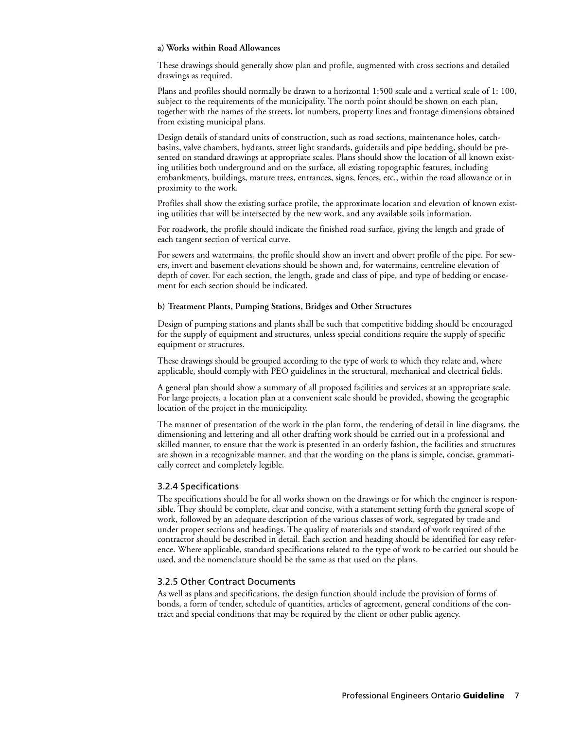**a) Works within Road Allowances**

These drawings should generally show plan and profile, augmented with cross sections and detailed drawings as required.

Plans and profiles should normally be drawn to a horizontal 1:500 scale and a vertical scale of 1: 100, subject to the requirements of the municipality. The north point should be shown on each plan, together with the names of the streets, lot numbers, property lines and frontage dimensions obtained from existing municipal plans.

Design details of standard units of construction, such as road sections, maintenance holes, catch-basins, valve chambers, hydrants, street light standards, guiderails and pipe bedding, should be presented on standard drawings at appropriate scales. Plans should show the location of all known existing utilities both underground and on the surface, all existing topographic features, including embankments, buildings, mature trees, entrances, signs, fences, etc., within the road allowance or in proximity to the work.

Profiles shall show the existing surface profile, the approximate location and elevation of known existing utilities that will be intersected by the new work, and any available soils information.

For roadwork, the profile should indicate the finished road surface, giving the length and grade of each tangent section of vertical curve.

For sewers and watermains, the profile should show an invert and obvert profile of the pipe. For sewers, invert and basement elevations should be shown and, for watermains, centreline elevation of depth of cover. For each section, the length, grade and class of pipe, and type of bedding or encasement for each section should be indicated.

**b) Treatment Plants, Pumping Stations, Bridges and Other Structures**

Design of pumping stations and plants shall be such that competitive bidding should be encouraged for the supply of equipment and structures, unless special conditions require the supply of specific equipment or structures.

These drawings should be grouped according to the type of work to which they relate and, where applicable, should comply with PEO guidelines in the structural, mechanical and electrical fields.

A general plan should show a summary of all proposed facilities and services at an appropriate scale. For large projects, a location plan at a convenient scale should be provided, showing the geographic location of the project in the municipality.

The manner of presentation of the work in the plan form, the rendering of detail in line diagrams, the dimensioning and lettering and all other drafting work should be carried out in a professional and skilled manner, to ensure that the work is presented in an orderly fashion, the facilities and structures are shown in a recognizable manner, and that the wording on the plans is simple, concise, grammatically correct and completely legible.

### 3.2.4 Specifications

The specifications should be for all works shown on the drawings or for which the engineer is responsible. They should be complete, clear and concise, with a statement setting forth the general scope of work, followed by an adequate description of the various classes of work, segregated by trade and under proper sections and headings. The quality of materials and standard of work required of the contractor should be described in detail. Each section and heading should be identified for easy reference. Where applicable, standard specifications related to the type of work to be carried out should be used, and the nomenclature should be the same as that used on the plans.

### 3.2.5 Other Contract Documents

As well as plans and specifications, the design function should include the provision of forms of bonds, a form of tender, schedule of quantities, articles of agreement, general conditions of the contract and special conditions that may be required by the client or other public agency.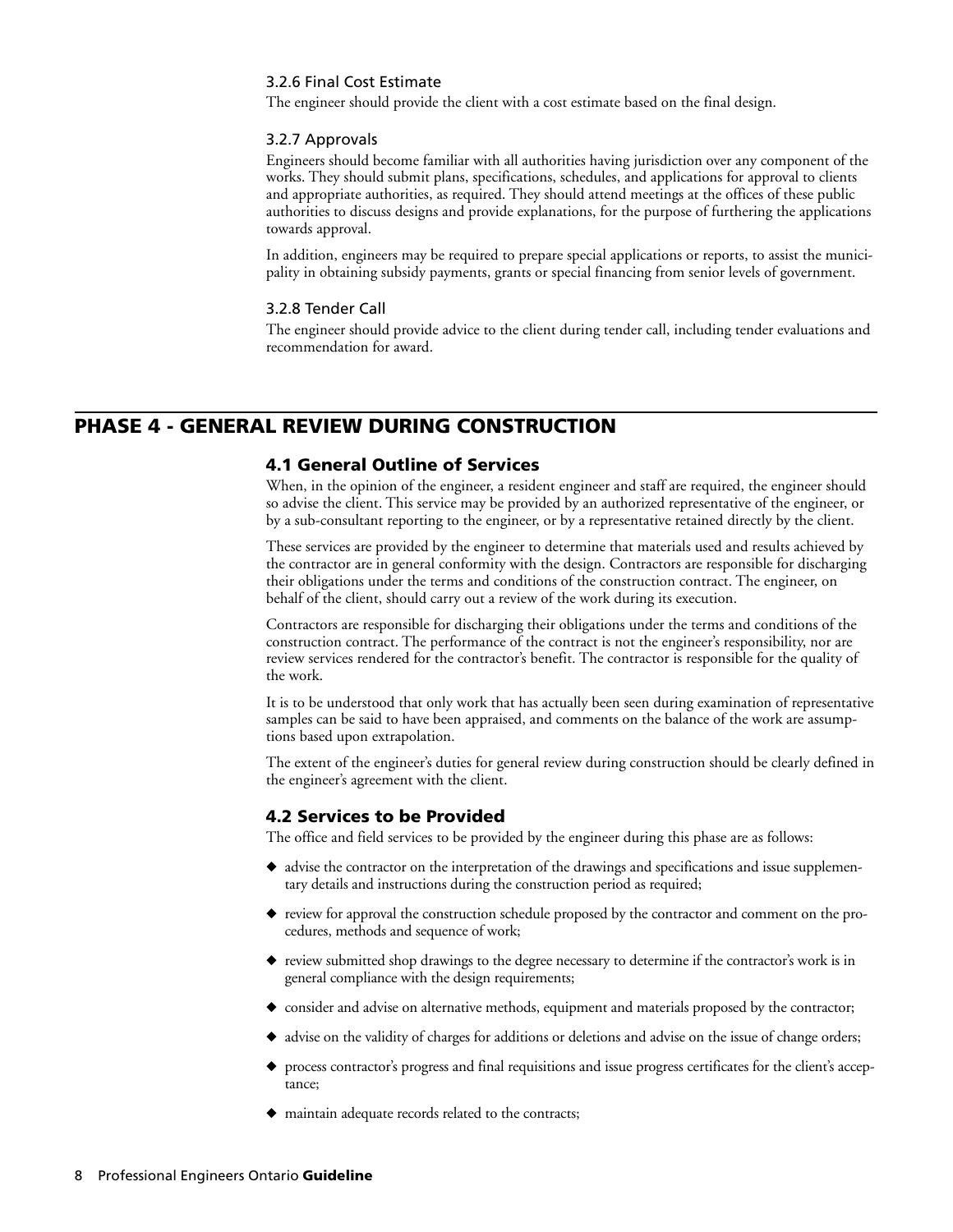### 3.2.6 Final Cost Estimate

The engineer should provide the client with a cost estimate based on the final design.

### 3.2.7 Approvals

Engineers should become familiar with all authorities having jurisdiction over any component of the works. They should submit plans, specifications, schedules, and applications for approval to clients and appropriate authorities, as required. They should attend meetings at the offices of these public authorities to discuss designs and provide explanations, for the purpose of furthering the applications towards approval.

In addition, engineers may be required to prepare special applications or reports, to assist the municipality in obtaining subsidy payments, grants or special financing from senior levels of government.

### 3.2.8 Tender Call

The engineer should provide advice to the client during tender call, including tender evaluations and recommendation for award.

# PHASE 4 - GENERAL REVIEW DURING CONSTRUCTION

## 4.1 General Outline of Services

When, in the opinion of the engineer, a resident engineer and staff are required, the engineer should so advise the client. This service may be provided by an authorized representative of the engineer, or by a sub-consultant reporting to the engineer, or by a representative retained directly by the client.

These services are provided by the engineer to determine that materials used and results achieved by the contractor are in general conformity with the design. Contractors are responsible for discharging their obligations under the terms and conditions of the construction contract. The engineer, on behalf of the client, should carry out a review of the work during its execution.

Contractors are responsible for discharging their obligations under the terms and conditions of the construction contract. The performance of the contract is not the engineer's responsibility, nor are review services rendered for the contractor's benefit. The contractor is responsible for the quality of the work.

It is to be understood that only work that has actually been seen during examination of representative samples can be said to have been appraised, and comments on the balance of the work are assumptions based upon extrapolation.

The extent of the engineer's duties for general review during construction should be clearly defined in the engineer's agreement with the client.

## 4.2 Services to be Provided

The office and field services to be provided by the engineer during this phase are as follows:

- advise the contractor on the interpretation of the drawings and specifications and issue supplementary details and instructions during the construction period as required;
- review for approval the construction schedule proposed by the contractor and comment on the procedures, methods and sequence of work;
- review submitted shop drawings to the degree necessary to determine if the contractor's work is in general compliance with the design requirements;
- consider and advise on alternative methods, equipment and materials proposed by the contractor;
- advise on the validity of charges for additions or deletions and advise on the issue of change orders;
- process contractor's progress and final requisitions and issue progress certificates for the client's acceptance;
- maintain adequate records related to the contracts;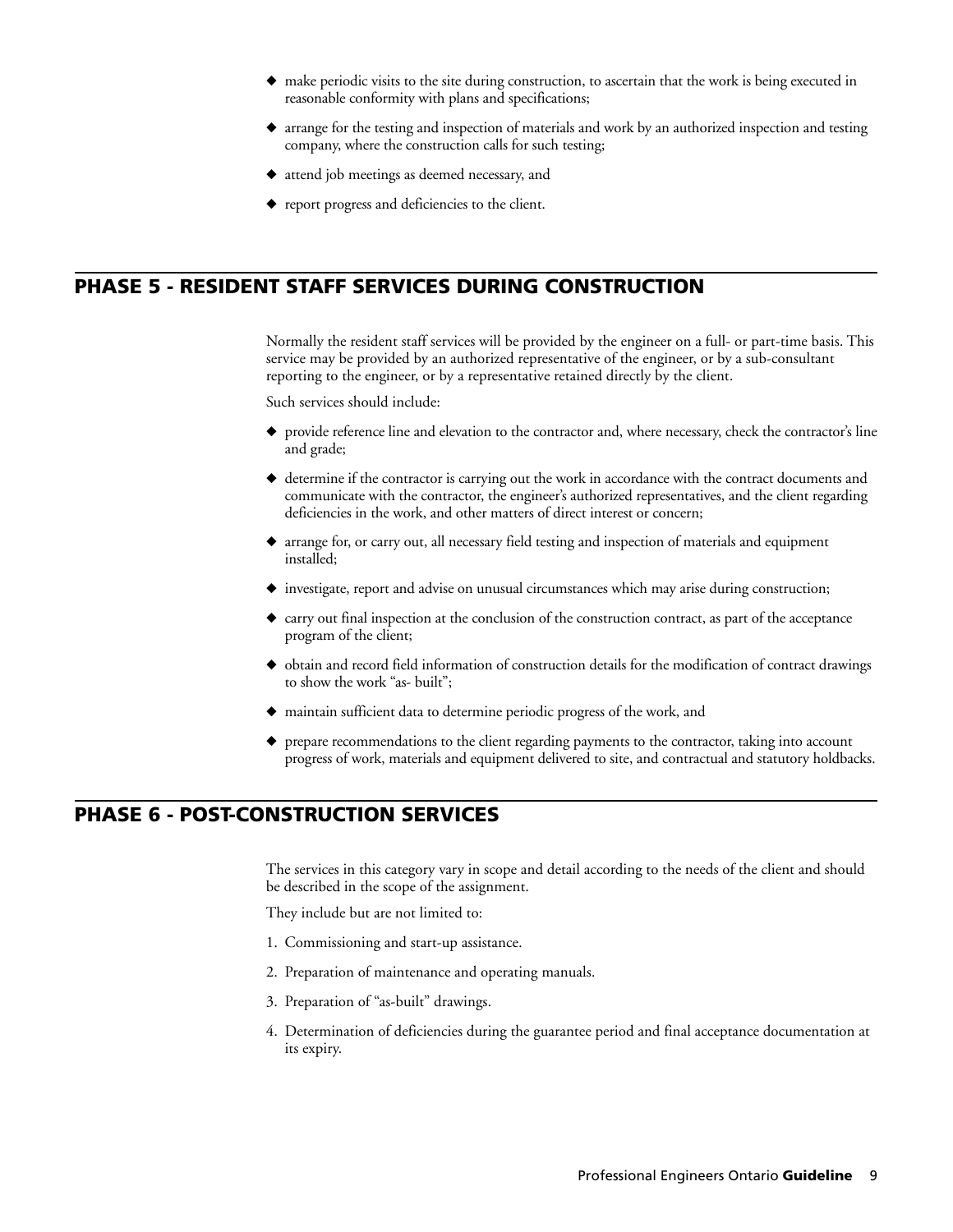- make periodic visits to the site during construction, to ascertain that the work is being executed in reasonable conformity with plans and specifications;
- arrange for the testing and inspection of materials and work by an authorized inspection and testing company, where the construction calls for such testing;
- attend job meetings as deemed necessary, and
- report progress and deficiencies to the client.

## PHASE 5 - RESIDENT STAFF SERVICES DURING CONSTRUCTION

Normally the resident staff services will be provided by the engineer on a full- or part-time basis. This service may be provided by an authorized representative of the engineer, or by a sub-consultant reporting to the engineer, or by a representative retained directly by the client.

Such services should include:

- provide reference line and elevation to the contractor and, where necessary, check the contractor's line and grade;
- determine if the contractor is carrying out the work in accordance with the contract documents and communicate with the contractor, the engineer's authorized representatives, and the client regarding deficiencies in the work, and other matters of direct interest or concern;
- arrange for, or carry out, all necessary field testing and inspection of materials and equipment installed;
- investigate, report and advise on unusual circumstances which may arise during construction;
- carry out final inspection at the conclusion of the construction contract, as part of the acceptance program of the client;
- obtain and record field information of construction details for the modification of contract drawings to show the work "as- built";
- maintain sufficient data to determine periodic progress of the work, and
- prepare recommendations to the client regarding payments to the contractor, taking into account progress of work, materials and equipment delivered to site, and contractual and statutory holdbacks.

## PHASE 6 - POST-CONSTRUCTION SERVICES

The services in this category vary in scope and detail according to the needs of the client and should be described in the scope of the assignment.

They include but are not limited to:

1. Commissioning and start-up assistance.
2. Preparation of maintenance and operating manuals.
3. Preparation of "as-built" drawings.
4. Determination of deficiencies during the guarantee period and final acceptance documentation at its expiry.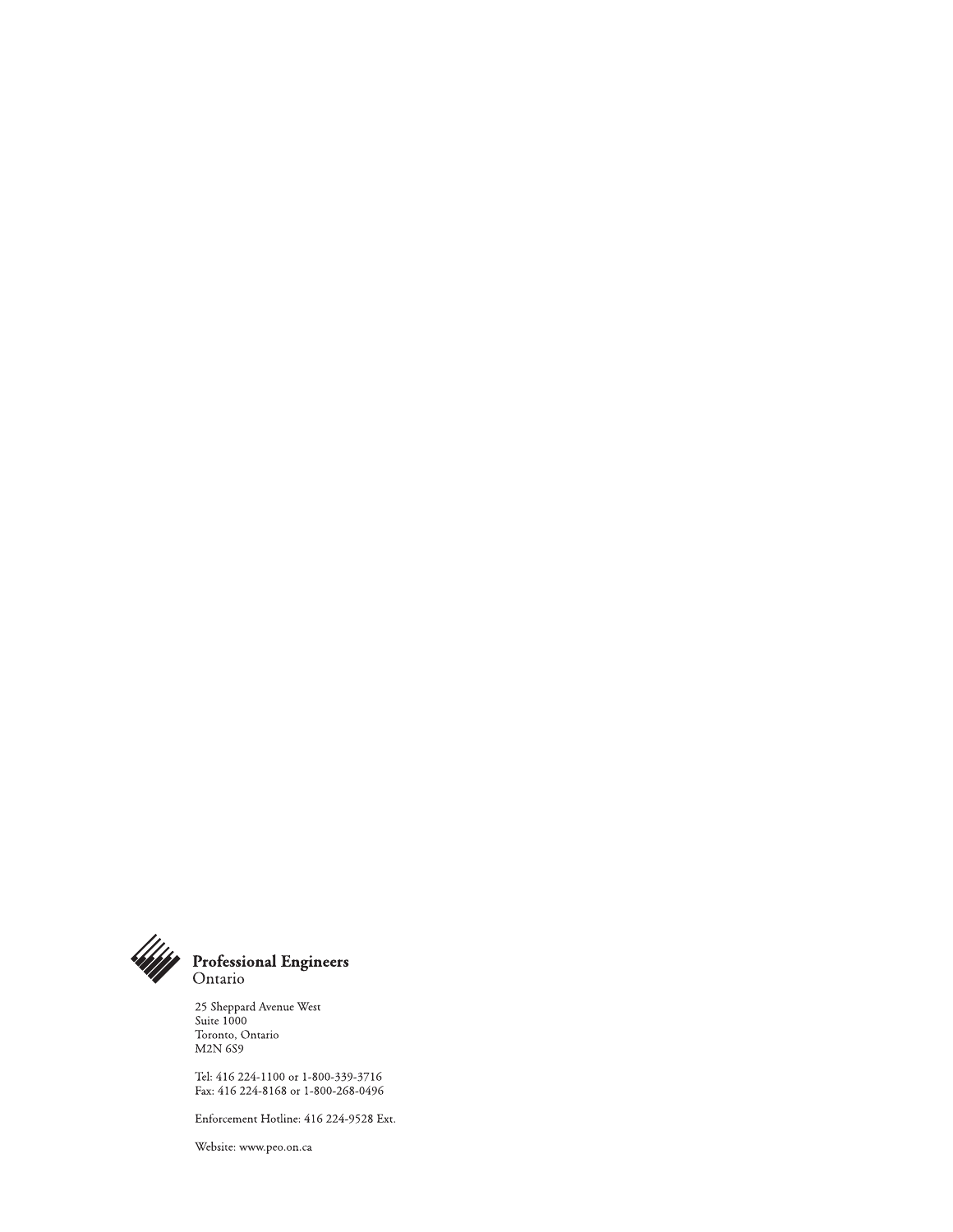**Professional Engineers**
Ontario

25 Sheppard Avenue West
Suite 1000
Toronto, Ontario
M2N 6S9

Tel: 416 224-1100 or 1-800-339-3716
Fax: 416 224-8168 or 1-800-268-0496

Enforcement Hotline: 416 224-9528 Ext.

Website: www.peo.on.ca